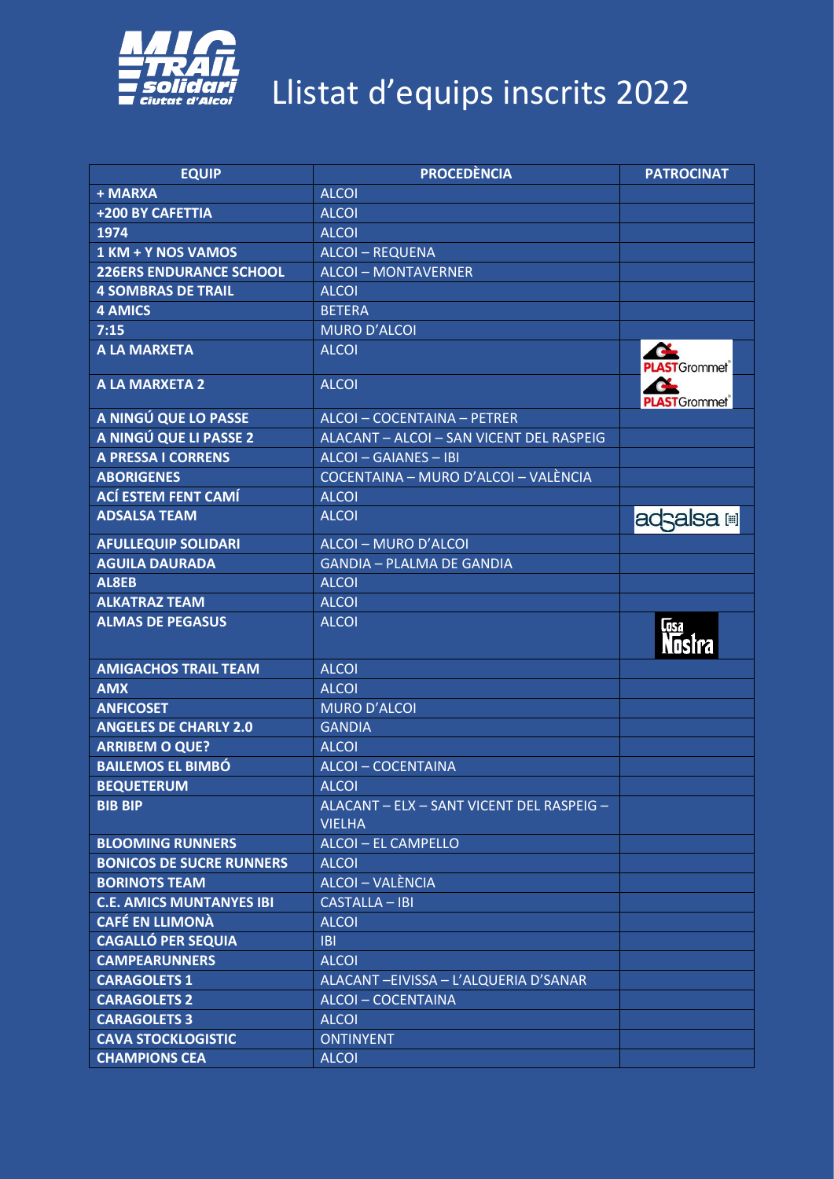# Llistat d'equips inscrits 2022

| EQUIP | PROCEDÈNCIA | PATROCINAT |
|---|---|---|
| + MARXA | ALCOI | |
| +200 BY CAFETTIA | ALCOI | |
| 1974 | ALCOI | |
| 1 KM + Y NOS VAMOS | ALCOI – REQUENA | |
| 226ERS ENDURANCE SCHOOL | ALCOI – MONTAVERNER | |
| 4 SOMBRAS DE TRAIL | ALCOI | |
| 4 AMICS | BETERA | |
| 7:15 | MURO D'ALCOI | |
| A LA MARXETA | ALCOI | PLASTGrommet |
| A LA MARXETA 2 | ALCOI | PLASTGrommet |
| A NINGÚ QUE LO PASSE | ALCOI – COCENTAINA – PETRER | |
| A NINGÚ QUE LI PASSE 2 | ALACANT – ALCOI – SAN VICENT DEL RASPEIG | |
| A PRESSA I CORRENS | ALCOI – GAIANES – IBI | |
| ABORIGENES | COCENTAINA – MURO D'ALCOI – VALÈNCIA | |
| ACÍ ESTEM FENT CAMÍ | ALCOI | |
| ADSALSA TEAM | ALCOI | adsalsa |
| AFULLEQUIP SOLIDARI | ALCOI – MURO D'ALCOI | |
| AGUILA DAURADA | GANDIA – PLALMA DE GANDIA | |
| AL8EB | ALCOI | |
| ALKATRAZ TEAM | ALCOI | |
| ALMAS DE PEGASUS | ALCOI | Casa Nostra |
| AMIGACHOS TRAIL TEAM | ALCOI | |
| AMX | ALCOI | |
| ANFICOSET | MURO D'ALCOI | |
| ANGELES DE CHARLY 2.0 | GANDIA | |
| ARRIBEM O QUE? | ALCOI | |
| BAILEMOS EL BIMBÓ | ALCOI – COCENTAINA | |
| BEQUETERUM | ALCOI | |
| BIB BIP | ALACANT – ELX – SANT VICENT DEL RASPEIG – VIELHA | |
| BLOOMING RUNNERS | ALCOI – EL CAMPELLO | |
| BONICOS DE SUCRE RUNNERS | ALCOI | |
| BORINOTS TEAM | ALCOI – VALÈNCIA | |
| C.E. AMICS MUNTANYES IBI | CASTALLA – IBI | |
| CAFÉ EN LLIMONÀ | ALCOI | |
| CAGALLÓ PER SEQUIA | IBI | |
| CAMPEARUNNERS | ALCOI | |
| CARAGOLETS 1 | ALACANT –EIVISSA – L'ALQUERIA D'SANAR | |
| CARAGOLETS 2 | ALCOI – COCENTAINA | |
| CARAGOLETS 3 | ALCOI | |
| CAVA STOCKLOGISTIC | ONTINYENT | |
| CHAMPIONS CEA | ALCOI | |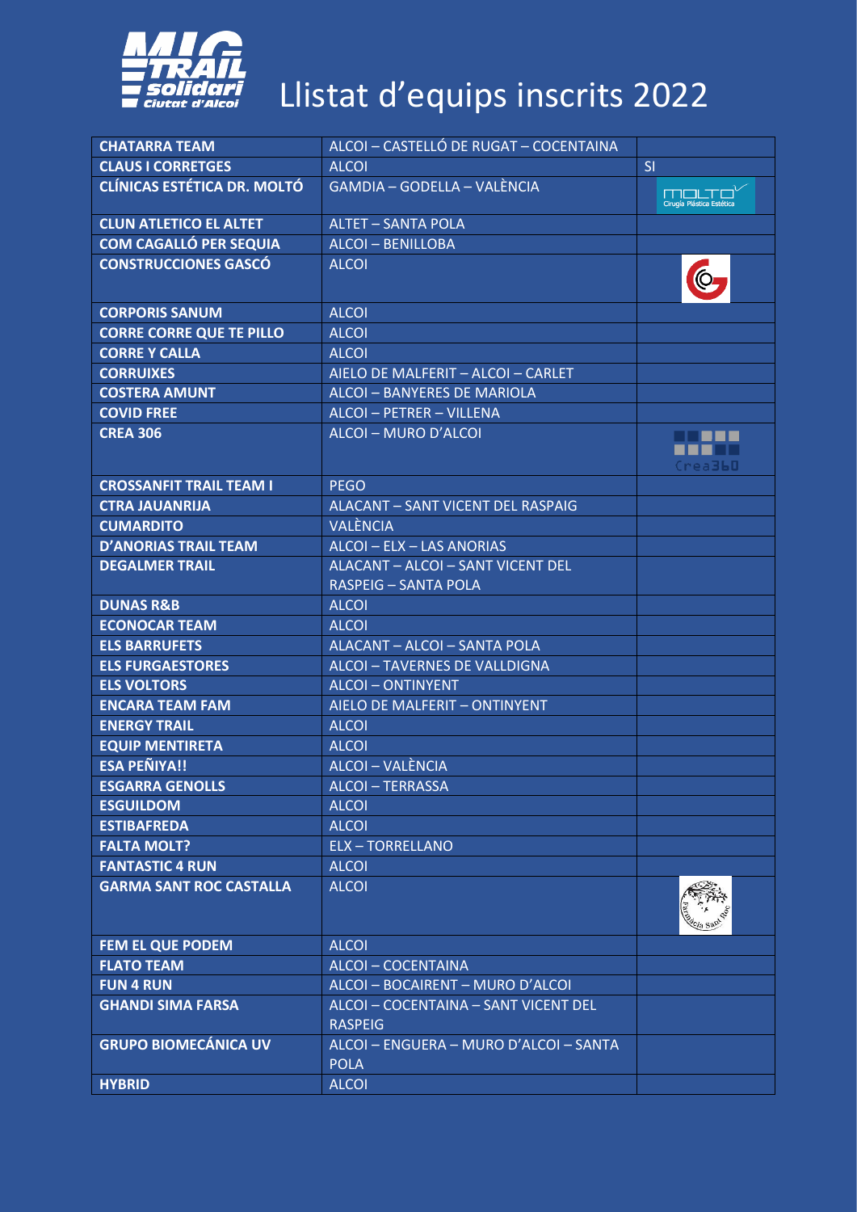# Llistat d'equips inscrits 2022

| | | |
|---|---|---|
| **CHATARRA TEAM** | ALCOI – CASTELLÓ DE RUGAT – COCENTAINA | |
| **CLAUS I CORRETGES** | ALCOI | SI |
| **CLÍNICAS ESTÉTICA DR. MOLTÓ** | GAMDIA – GODELLA – VALÈNCIA | |
| **CLUN ATLETICO EL ALTET** | ALTET – SANTA POLA | |
| **COM CAGALLÓ PER SEQUIA** | ALCOI – BENILLOBA | |
| **CONSTRUCCIONES GASCÓ** | ALCOI | |
| **CORPORIS SANUM** | ALCOI | |
| **CORRE CORRE QUE TE PILLO** | ALCOI | |
| **CORRE Y CALLA** | ALCOI | |
| **CORRUIXES** | AIELO DE MALFERIT – ALCOI – CARLET | |
| **COSTERA AMUNT** | ALCOI – BANYERES DE MARIOLA | |
| **COVID FREE** | ALCOI – PETRER – VILLENA | |
| **CREA 306** | ALCOI – MURO D'ALCOI | |
| **CROSSANFIT TRAIL TEAM I** | PEGO | |
| **CTRA JAUANRIJA** | ALACANT – SANT VICENT DEL RASPAIG | |
| **CUMARDITO** | VALÈNCIA | |
| **D'ANORIAS TRAIL TEAM** | ALCOI – ELX – LAS ANORIAS | |
| **DEGALMER TRAIL** | ALACANT – ALCOI – SANT VICENT DEL RASPEIG – SANTA POLA | |
| **DUNAS R&B** | ALCOI | |
| **ECONOCAR TEAM** | ALCOI | |
| **ELS BARRUFETS** | ALACANT – ALCOI – SANTA POLA | |
| **ELS FURGAESTORES** | ALCOI – TAVERNES DE VALLDIGNA | |
| **ELS VOLTORS** | ALCOI – ONTINYENT | |
| **ENCARA TEAM FAM** | AIELO DE MALFERIT – ONTINYENT | |
| **ENERGY TRAIL** | ALCOI | |
| **EQUIP MENTIRETA** | ALCOI | |
| **ESA PEÑIYA!!** | ALCOI – VALÈNCIA | |
| **ESGARRA GENOLLS** | ALCOI – TERRASSA | |
| **ESGUILDOM** | ALCOI | |
| **ESTIBAFREDA** | ALCOI | |
| **FALTA MOLT?** | ELX – TORRELLANO | |
| **FANTASTIC 4 RUN** | ALCOI | |
| **GARMA SANT ROC CASTALLA** | ALCOI | |
| **FEM EL QUE PODEM** | ALCOI | |
| **FLATO TEAM** | ALCOI – COCENTAINA | |
| **FUN 4 RUN** | ALCOI – BOCAIRENT – MURO D'ALCOI | |
| **GHANDI SIMA FARSA** | ALCOI – COCENTAINA – SANT VICENT DEL RASPEIG | |
| **GRUPO BIOMECÁNICA UV** | ALCOI – ENGUERA – MURO D'ALCOI – SANTA POLA | |
| **HYBRID** | ALCOI | |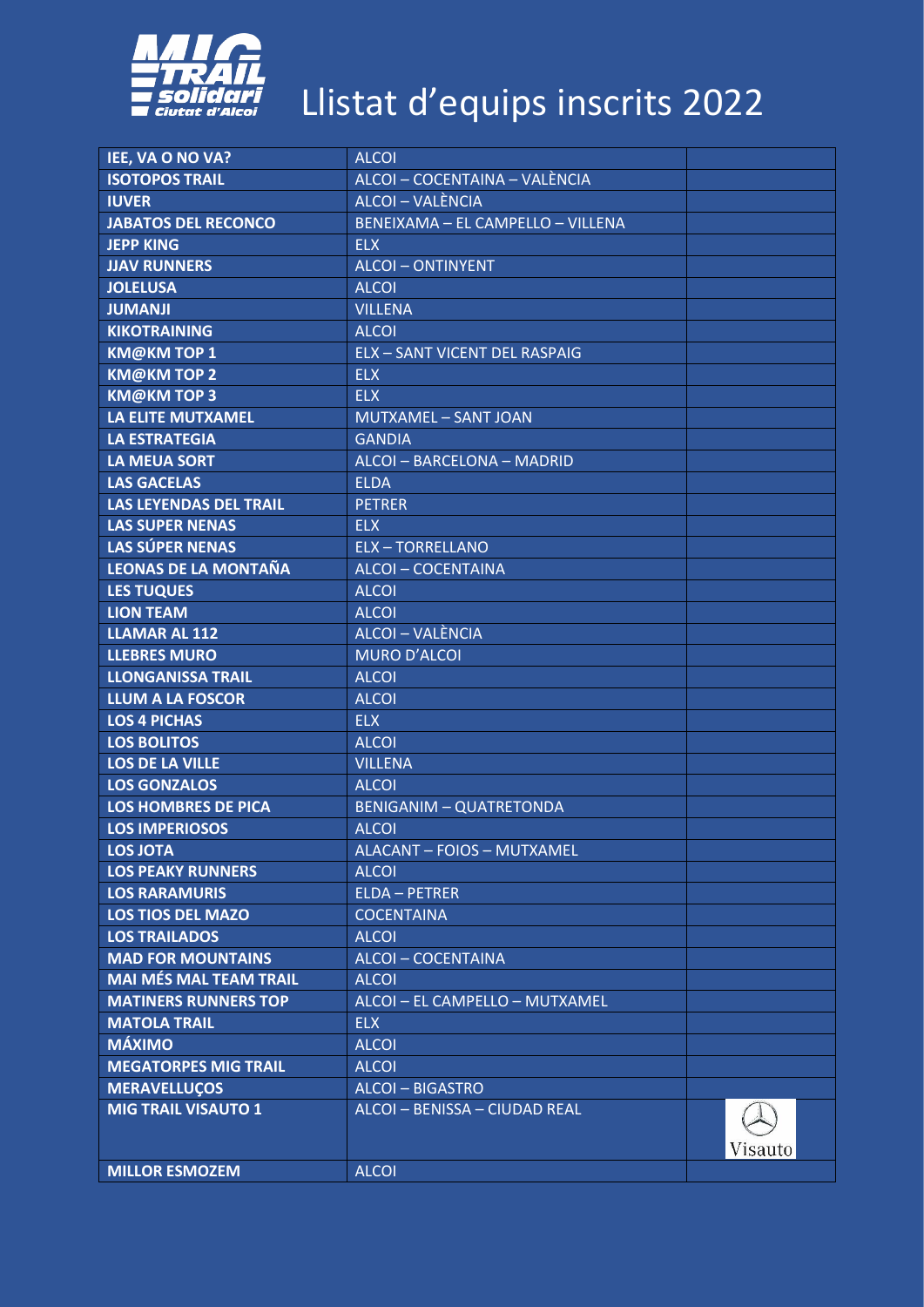# Llistat d'equips inscrits 2022

| | | |
|---|---|---|
| **IEE, VA O NO VA?** | ALCOI | |
| **ISOTOPOS TRAIL** | ALCOI – COCENTAINA – VALÈNCIA | |
| **IUVER** | ALCOI – VALÈNCIA | |
| **JABATOS DEL RECONCO** | BENEIXAMA – EL CAMPELLO – VILLENA | |
| **JEPP KING** | ELX | |
| **JJAV RUNNERS** | ALCOI – ONTINYENT | |
| **JOLELUSA** | ALCOI | |
| **JUMANJI** | VILLENA | |
| **KIKOTRAINING** | ALCOI | |
| **KM@KM TOP 1** | ELX – SANT VICENT DEL RASPAIG | |
| **KM@KM TOP 2** | ELX | |
| **KM@KM TOP 3** | ELX | |
| **LA ELITE MUTXAMEL** | MUTXAMEL – SANT JOAN | |
| **LA ESTRATEGIA** | GANDIA | |
| **LA MEUA SORT** | ALCOI – BARCELONA – MADRID | |
| **LAS GACELAS** | ELDA | |
| **LAS LEYENDAS DEL TRAIL** | PETRER | |
| **LAS SUPER NENAS** | ELX | |
| **LAS SÚPER NENAS** | ELX – TORRELLANO | |
| **LEONAS DE LA MONTAÑA** | ALCOI – COCENTAINA | |
| **LES TUQUES** | ALCOI | |
| **LION TEAM** | ALCOI | |
| **LLAMAR AL 112** | ALCOI – VALÈNCIA | |
| **LLEBRES MURO** | MURO D'ALCOI | |
| **LLONGANISSA TRAIL** | ALCOI | |
| **LLUM A LA FOSCOR** | ALCOI | |
| **LOS 4 PICHAS** | ELX | |
| **LOS BOLITOS** | ALCOI | |
| **LOS DE LA VILLE** | VILLENA | |
| **LOS GONZALOS** | ALCOI | |
| **LOS HOMBRES DE PICA** | BENIGANIM – QUATRETONDA | |
| **LOS IMPERIOSOS** | ALCOI | |
| **LOS JOTA** | ALACANT – FOIOS – MUTXAMEL | |
| **LOS PEAKY RUNNERS** | ALCOI | |
| **LOS RARAMURIS** | ELDA – PETRER | |
| **LOS TIOS DEL MAZO** | COCENTAINA | |
| **LOS TRAILADOS** | ALCOI | |
| **MAD FOR MOUNTAINS** | ALCOI – COCENTAINA | |
| **MAI MÉS MAL TEAM TRAIL** | ALCOI | |
| **MATINERS RUNNERS TOP** | ALCOI – EL CAMPELLO – MUTXAMEL | |
| **MATOLA TRAIL** | ELX | |
| **MÁXIMO** | ALCOI | |
| **MEGATORPES MIG TRAIL** | ALCOI | |
| **MERAVELLUÇOS** | ALCOI – BIGASTRO | |
| **MIG TRAIL VISAUTO 1** | ALCOI – BENISSA – CIUDAD REAL | Visauto |
| **MILLOR ESMOZEM** | ALCOI | |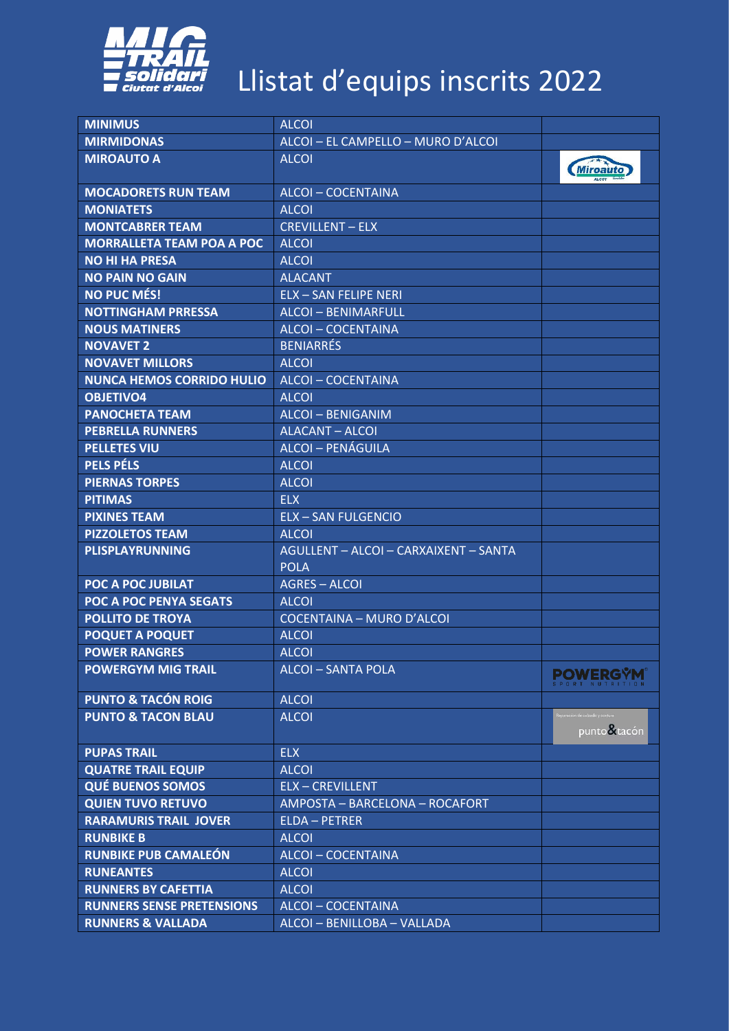# Llistat d'equips inscrits 2022

| | | |
|---|---|---|
| **MINIMUS** | ALCOI | |
| **MIRMIDONAS** | ALCOI – EL CAMPELLO – MURO D'ALCOI | |
| **MIROAUTO A** | ALCOI | |
| **MOCADORETS RUN TEAM** | ALCOI – COCENTAINA | |
| **MONIATETS** | ALCOI | |
| **MONTCABRER TEAM** | CREVILLENT – ELX | |
| **MORRALLETA TEAM POA A POC** | ALCOI | |
| **NO HI HA PRESA** | ALCOI | |
| **NO PAIN NO GAIN** | ALACANT | |
| **NO PUC MÉS!** | ELX – SAN FELIPE NERI | |
| **NOTTINGHAM PRRESSA** | ALCOI – BENIMARFULL | |
| **NOUS MATINERS** | ALCOI – COCENTAINA | |
| **NOVAVET 2** | BENIARRÉS | |
| **NOVAVET MILLORS** | ALCOI | |
| **NUNCA HEMOS CORRIDO HULIO** | ALCOI – COCENTAINA | |
| **OBJETIVO4** | ALCOI | |
| **PANOCHETA TEAM** | ALCOI – BENIGANIM | |
| **PEBRELLA RUNNERS** | ALACANT – ALCOI | |
| **PELLETES VIU** | ALCOI – PENÁGUILA | |
| **PELS PÉLS** | ALCOI | |
| **PIERNAS TORPES** | ALCOI | |
| **PITIMAS** | ELX | |
| **PIXINES TEAM** | ELX – SAN FULGENCIO | |
| **PIZZOLETOS TEAM** | ALCOI | |
| **PLISPLAYRUNNING** | AGULLENT – ALCOI – CARXAIXENT – SANTA POLA | |
| **POC A POC JUBILAT** | AGRES – ALCOI | |
| **POC A POC PENYA SEGATS** | ALCOI | |
| **POLLITO DE TROYA** | COCENTAINA – MURO D'ALCOI | |
| **POQUET A POQUET** | ALCOI | |
| **POWER RANGRES** | ALCOI | |
| **POWERGYM MIG TRAIL** | ALCOI – SANTA POLA | |
| **PUNTO & TACÓN ROIG** | ALCOI | |
| **PUNTO & TACON BLAU** | ALCOI | |
| **PUPAS TRAIL** | ELX | |
| **QUATRE TRAIL EQUIP** | ALCOI | |
| **QUÉ BUENOS SOMOS** | ELX – CREVILLENT | |
| **QUIEN TUVO RETUVO** | AMPOSTA – BARCELONA – ROCAFORT | |
| **RARAMURIS TRAIL JOVER** | ELDA – PETRER | |
| **RUNBIKE B** | ALCOI | |
| **RUNBIKE PUB CAMALEÓN** | ALCOI – COCENTAINA | |
| **RUNEANTES** | ALCOI | |
| **RUNNERS BY CAFETTIA** | ALCOI | |
| **RUNNERS SENSE PRETENSIONS** | ALCOI – COCENTAINA | |
| **RUNNERS & VALLADA** | ALCOI – BENILLOBA – VALLADA | |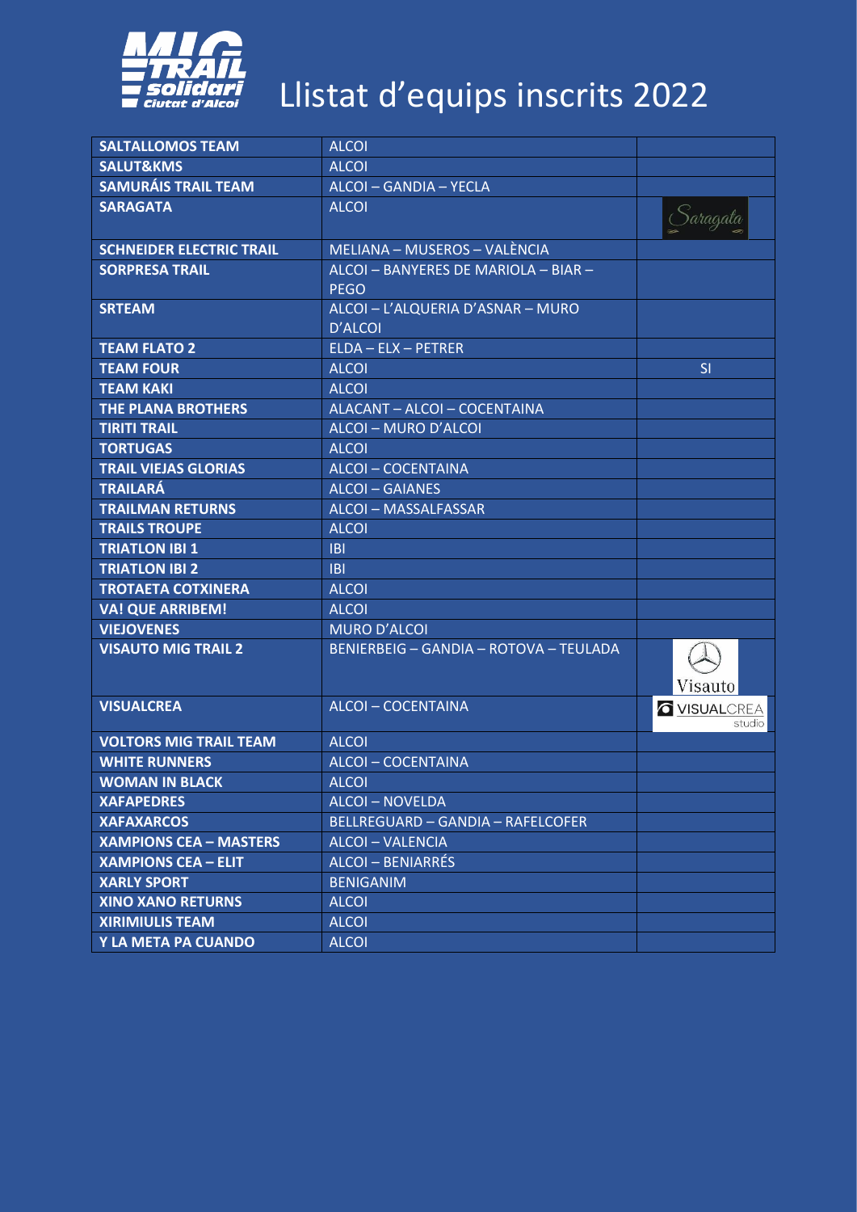# Llistat d'equips inscrits 2022

| | | |
|---|---|---|
| **SALTALLOMOS TEAM** | ALCOI | |
| **SALUT&KMS** | ALCOI | |
| **SAMURÁIS TRAIL TEAM** | ALCOI – GANDIA – YECLA | |
| **SARAGATA** | ALCOI | Saragata |
| **SCHNEIDER ELECTRIC TRAIL** | MELIANA – MUSEROS – VALÈNCIA | |
| **SORPRESA TRAIL** | ALCOI – BANYERES DE MARIOLA – BIAR – PEGO | |
| **SRTEAM** | ALCOI – L'ALQUERIA D'ASNAR – MURO D'ALCOI | |
| **TEAM FLATO 2** | ELDA – ELX – PETRER | |
| **TEAM FOUR** | ALCOI | SI |
| **TEAM KAKI** | ALCOI | |
| **THE PLANA BROTHERS** | ALACANT – ALCOI – COCENTAINA | |
| **TIRITI TRAIL** | ALCOI – MURO D'ALCOI | |
| **TORTUGAS** | ALCOI | |
| **TRAIL VIEJAS GLORIAS** | ALCOI – COCENTAINA | |
| **TRAILARÁ** | ALCOI – GAIANES | |
| **TRAILMAN RETURNS** | ALCOI – MASSALFASSAR | |
| **TRAILS TROUPE** | ALCOI | |
| **TRIATLON IBI 1** | IBI | |
| **TRIATLON IBI 2** | IBI | |
| **TROTAETA COTXINERA** | ALCOI | |
| **VA! QUE ARRIBEM!** | ALCOI | |
| **VIEJOVENES** | MURO D'ALCOI | |
| **VISAUTO MIG TRAIL 2** | BENIERBEIG – GANDIA – ROTOVA – TEULADA | Visauto |
| **VISUALCREA** | ALCOI – COCENTAINA | VISUALCREA studio |
| **VOLTORS MIG TRAIL TEAM** | ALCOI | |
| **WHITE RUNNERS** | ALCOI – COCENTAINA | |
| **WOMAN IN BLACK** | ALCOI | |
| **XAFAPEDRES** | ALCOI – NOVELDA | |
| **XAFAXARCOS** | BELLREGUARD – GANDIA – RAFELCOFER | |
| **XAMPIONS CEA – MASTERS** | ALCOI – VALENCIA | |
| **XAMPIONS CEA – ELIT** | ALCOI – BENIARRÉS | |
| **XARLY SPORT** | BENIGANIM | |
| **XINO XANO RETURNS** | ALCOI | |
| **XIRIMIULIS TEAM** | ALCOI | |
| **Y LA META PA CUANDO** | ALCOI | |